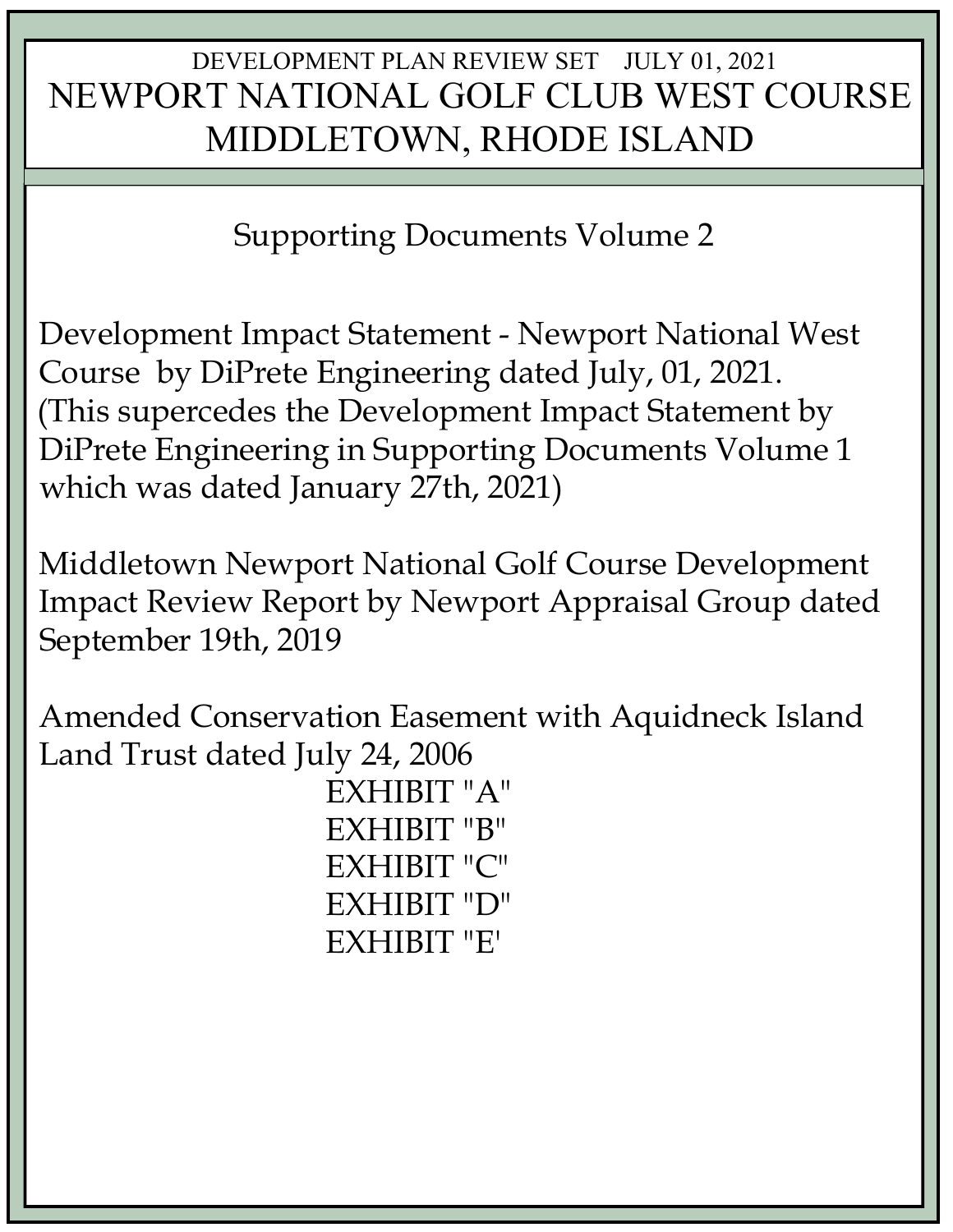DEVELOPMENT PLAN REVIEW SET JULY 01, 2021

# NEWPORT NATIONAL GOLF CLUB WEST COURSE MIDDLETOWN, RHODE ISLAND

## Supporting Documents Volume 2

Development Impact Statement - Newport National West Course by DiPrete Engineering dated July, 01, 2021. (This supercedes the Development Impact Statement by DiPrete Engineering in Supporting Documents Volume 1 which was dated January 27th, 2021)

Middletown Newport National Golf Course Development Impact Review Report by Newport Appraisal Group dated September 19th, 2019

Amended Conservation Easement with Aquidneck Island Land Trust dated July 24, 2006

EXHIBIT "A"
EXHIBIT "B"
EXHIBIT "C"
EXHIBIT "D"
EXHIBIT "E'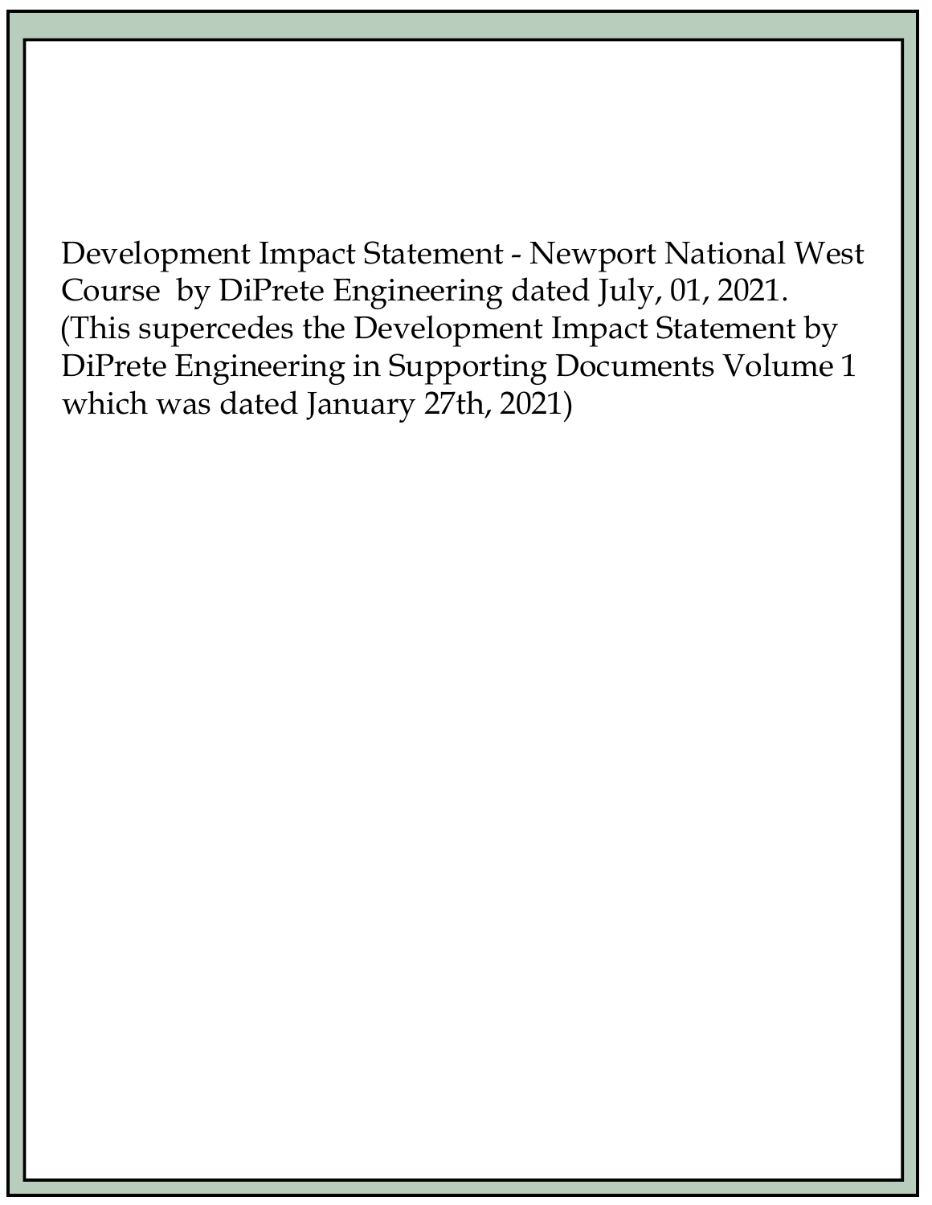Development Impact Statement - Newport National West Course by DiPrete Engineering dated July, 01, 2021.
(This supercedes the Development Impact Statement by DiPrete Engineering in Supporting Documents Volume 1 which was dated January 27th, 2021)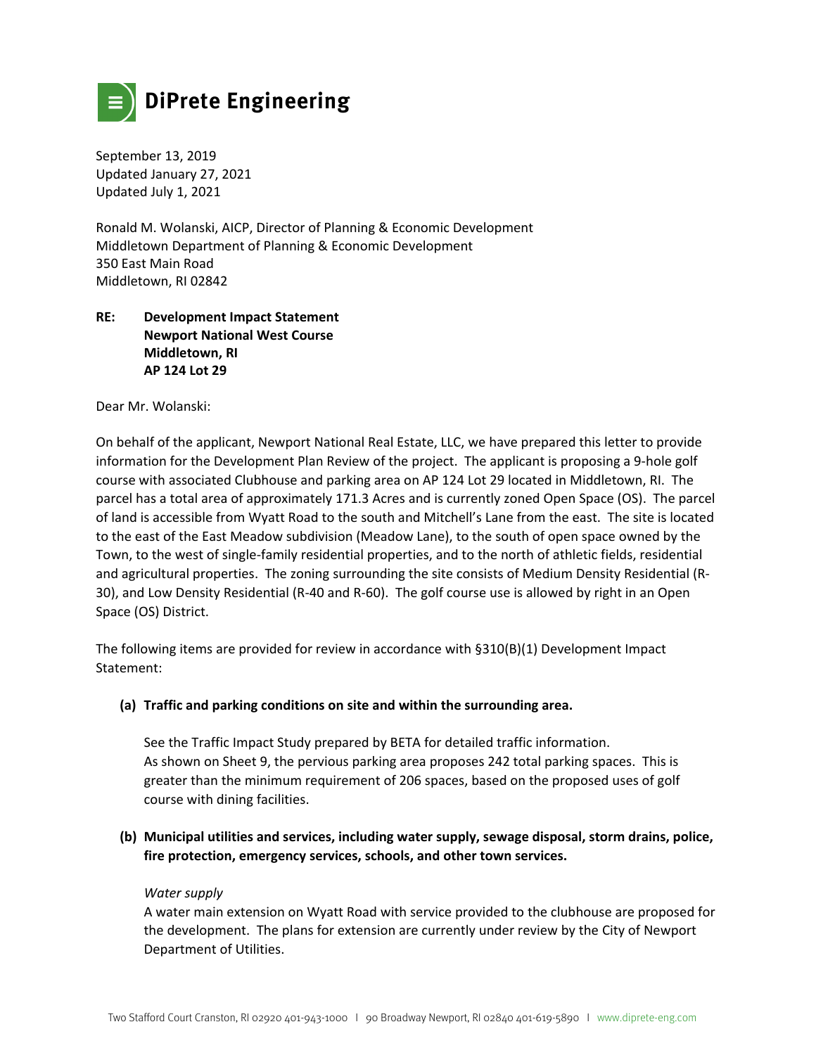# DiPrete Engineering

September 13, 2019
Updated January 27, 2021
Updated July 1, 2021

Ronald M. Wolanski, AICP, Director of Planning & Economic Development
Middletown Department of Planning & Economic Development
350 East Main Road
Middletown, RI 02842

**RE: Development Impact Statement**
**Newport National West Course**
**Middletown, RI**
**AP 124 Lot 29**

Dear Mr. Wolanski:

On behalf of the applicant, Newport National Real Estate, LLC, we have prepared this letter to provide information for the Development Plan Review of the project. The applicant is proposing a 9-hole golf course with associated Clubhouse and parking area on AP 124 Lot 29 located in Middletown, RI. The parcel has a total area of approximately 171.3 Acres and is currently zoned Open Space (OS). The parcel of land is accessible from Wyatt Road to the south and Mitchell's Lane from the east. The site is located to the east of the East Meadow subdivision (Meadow Lane), to the south of open space owned by the Town, to the west of single-family residential properties, and to the north of athletic fields, residential and agricultural properties. The zoning surrounding the site consists of Medium Density Residential (R-30), and Low Density Residential (R-40 and R-60). The golf course use is allowed by right in an Open Space (OS) District.

The following items are provided for review in accordance with §310(B)(1) Development Impact Statement:

**(a) Traffic and parking conditions on site and within the surrounding area.**

See the Traffic Impact Study prepared by BETA for detailed traffic information.
As shown on Sheet 9, the pervious parking area proposes 242 total parking spaces. This is greater than the minimum requirement of 206 spaces, based on the proposed uses of golf course with dining facilities.

**(b) Municipal utilities and services, including water supply, sewage disposal, storm drains, police, fire protection, emergency services, schools, and other town services.**

*Water supply*
A water main extension on Wyatt Road with service provided to the clubhouse are proposed for the development. The plans for extension are currently under review by the City of Newport Department of Utilities.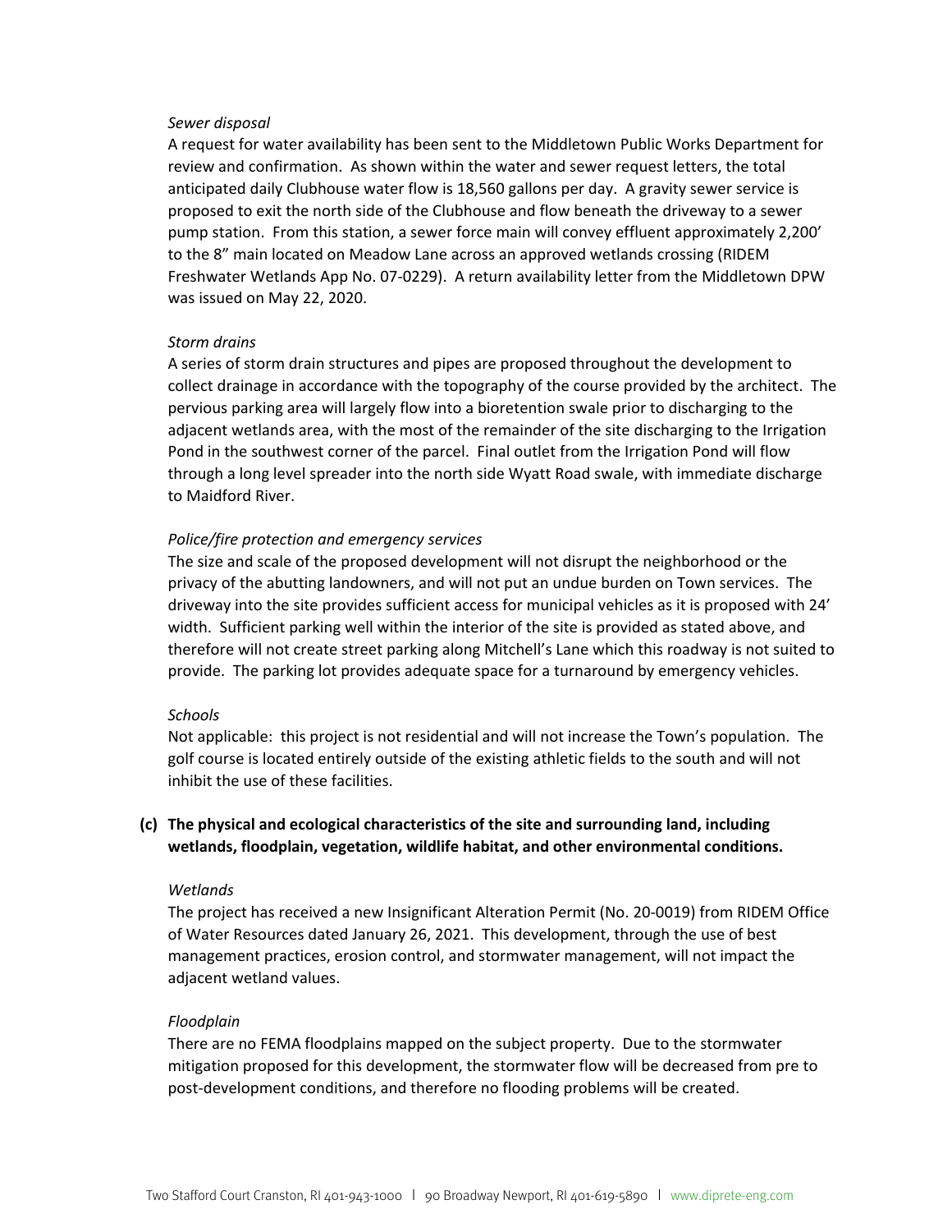*Sewer disposal*

A request for water availability has been sent to the Middletown Public Works Department for review and confirmation. As shown within the water and sewer request letters, the total anticipated daily Clubhouse water flow is 18,560 gallons per day. A gravity sewer service is proposed to exit the north side of the Clubhouse and flow beneath the driveway to a sewer pump station. From this station, a sewer force main will convey effluent approximately 2,200' to the 8" main located on Meadow Lane across an approved wetlands crossing (RIDEM Freshwater Wetlands App No. 07-0229). A return availability letter from the Middletown DPW was issued on May 22, 2020.

*Storm drains*

A series of storm drain structures and pipes are proposed throughout the development to collect drainage in accordance with the topography of the course provided by the architect. The pervious parking area will largely flow into a bioretention swale prior to discharging to the adjacent wetlands area, with the most of the remainder of the site discharging to the Irrigation Pond in the southwest corner of the parcel. Final outlet from the Irrigation Pond will flow through a long level spreader into the north side Wyatt Road swale, with immediate discharge to Maidford River.

*Police/fire protection and emergency services*

The size and scale of the proposed development will not disrupt the neighborhood or the privacy of the abutting landowners, and will not put an undue burden on Town services. The driveway into the site provides sufficient access for municipal vehicles as it is proposed with 24' width. Sufficient parking well within the interior of the site is provided as stated above, and therefore will not create street parking along Mitchell's Lane which this roadway is not suited to provide. The parking lot provides adequate space for a turnaround by emergency vehicles.

*Schools*

Not applicable: this project is not residential and will not increase the Town's population. The golf course is located entirely outside of the existing athletic fields to the south and will not inhibit the use of these facilities.

**(c) The physical and ecological characteristics of the site and surrounding land, including wetlands, floodplain, vegetation, wildlife habitat, and other environmental conditions.**

*Wetlands*

The project has received a new Insignificant Alteration Permit (No. 20-0019) from RIDEM Office of Water Resources dated January 26, 2021. This development, through the use of best management practices, erosion control, and stormwater management, will not impact the adjacent wetland values.

*Floodplain*

There are no FEMA floodplains mapped on the subject property. Due to the stormwater mitigation proposed for this development, the stormwater flow will be decreased from pre to post-development conditions, and therefore no flooding problems will be created.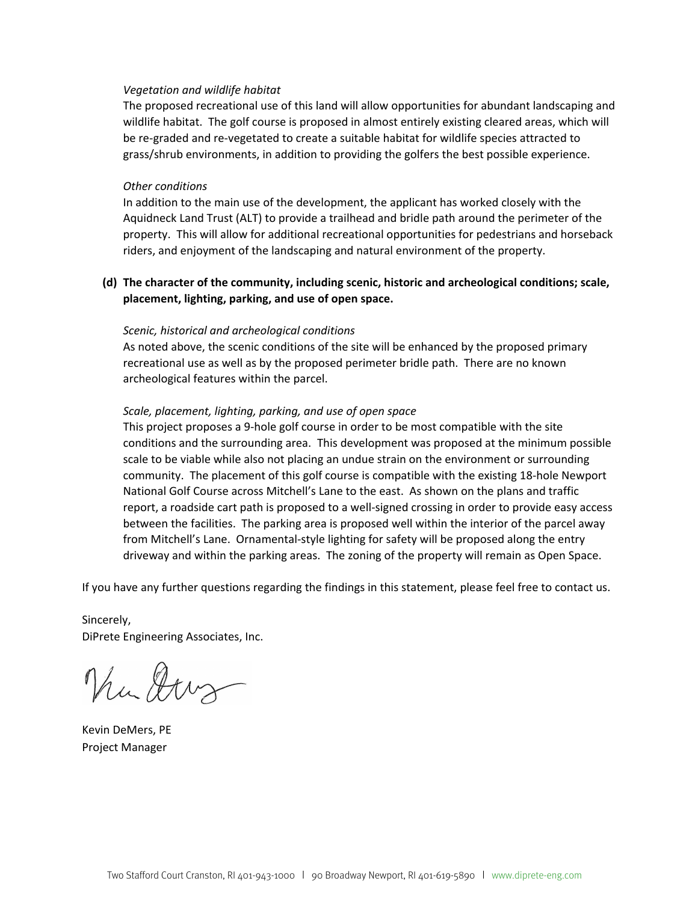*Vegetation and wildlife habitat*

The proposed recreational use of this land will allow opportunities for abundant landscaping and wildlife habitat. The golf course is proposed in almost entirely existing cleared areas, which will be re-graded and re-vegetated to create a suitable habitat for wildlife species attracted to grass/shrub environments, in addition to providing the golfers the best possible experience.

*Other conditions*

In addition to the main use of the development, the applicant has worked closely with the Aquidneck Land Trust (ALT) to provide a trailhead and bridle path around the perimeter of the property. This will allow for additional recreational opportunities for pedestrians and horseback riders, and enjoyment of the landscaping and natural environment of the property.

**(d) The character of the community, including scenic, historic and archeological conditions; scale, placement, lighting, parking, and use of open space.**

*Scenic, historical and archeological conditions*

As noted above, the scenic conditions of the site will be enhanced by the proposed primary recreational use as well as by the proposed perimeter bridle path. There are no known archeological features within the parcel.

*Scale, placement, lighting, parking, and use of open space*

This project proposes a 9-hole golf course in order to be most compatible with the site conditions and the surrounding area. This development was proposed at the minimum possible scale to be viable while also not placing an undue strain on the environment or surrounding community. The placement of this golf course is compatible with the existing 18-hole Newport National Golf Course across Mitchell's Lane to the east. As shown on the plans and traffic report, a roadside cart path is proposed to a well-signed crossing in order to provide easy access between the facilities. The parking area is proposed well within the interior of the parcel away from Mitchell's Lane. Ornamental-style lighting for safety will be proposed along the entry driveway and within the parking areas. The zoning of the property will remain as Open Space.

If you have any further questions regarding the findings in this statement, please feel free to contact us.

Sincerely,
DiPrete Engineering Associates, Inc.

Kevin DeMers, PE
Project Manager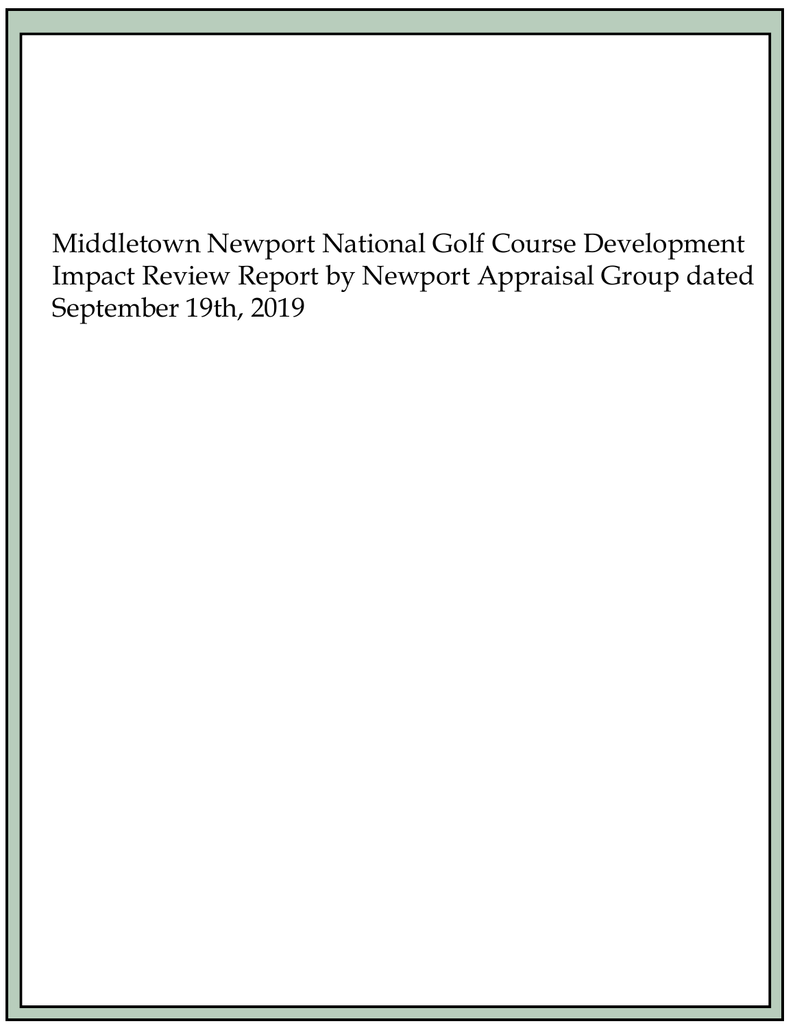Middletown Newport National Golf Course Development Impact Review Report by Newport Appraisal Group dated September 19th, 2019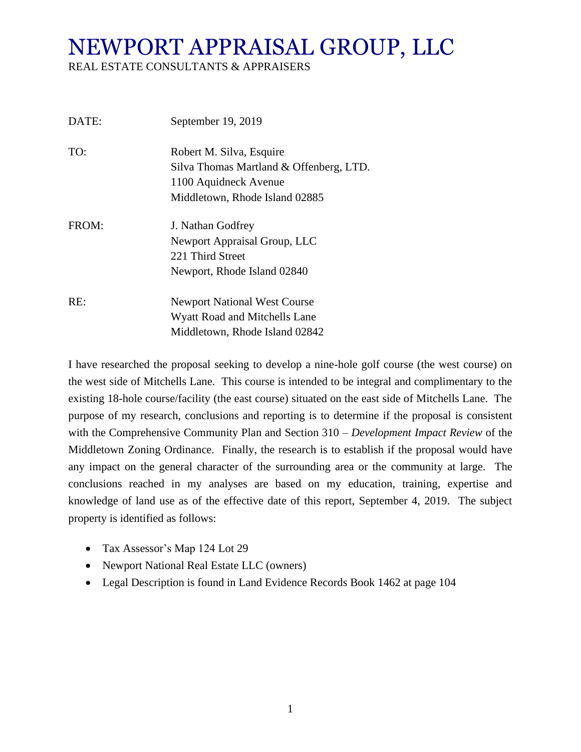# NEWPORT APPRAISAL GROUP, LLC

REAL ESTATE CONSULTANTS & APPRAISERS

| | |
|---|---|
| DATE: | September 19, 2019 |
| TO: | Robert M. Silva, Esquire<br>Silva Thomas Martland & Offenberg, LTD.<br>1100 Aquidneck Avenue<br>Middletown, Rhode Island 02885 |
| FROM: | J. Nathan Godfrey<br>Newport Appraisal Group, LLC<br>221 Third Street<br>Newport, Rhode Island 02840 |
| RE: | Newport National West Course<br>Wyatt Road and Mitchells Lane<br>Middletown, Rhode Island 02842 |

I have researched the proposal seeking to develop a nine-hole golf course (the west course) on the west side of Mitchells Lane. This course is intended to be integral and complimentary to the existing 18-hole course/facility (the east course) situated on the east side of Mitchells Lane. The purpose of my research, conclusions and reporting is to determine if the proposal is consistent with the Comprehensive Community Plan and Section 310 – *Development Impact Review* of the Middletown Zoning Ordinance. Finally, the research is to establish if the proposal would have any impact on the general character of the surrounding area or the community at large. The conclusions reached in my analyses are based on my education, training, expertise and knowledge of land use as of the effective date of this report, September 4, 2019. The subject property is identified as follows:

- Tax Assessor's Map 124 Lot 29
- Newport National Real Estate LLC (owners)
- Legal Description is found in Land Evidence Records Book 1462 at page 104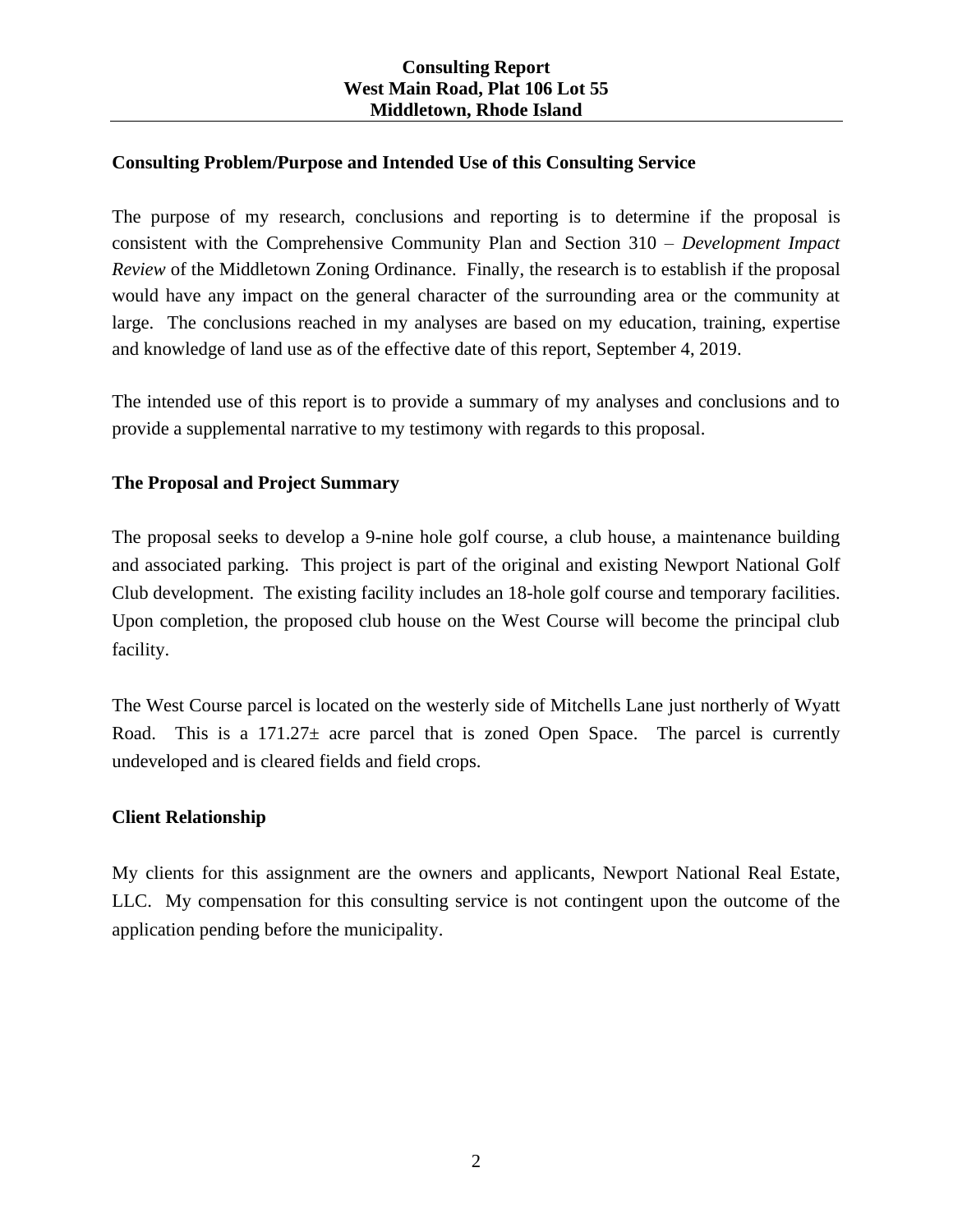**Consulting Report**
**West Main Road, Plat 106 Lot 55**
**Middletown, Rhode Island**

### Consulting Problem/Purpose and Intended Use of this Consulting Service

The purpose of my research, conclusions and reporting is to determine if the proposal is consistent with the Comprehensive Community Plan and Section 310 – *Development Impact Review* of the Middletown Zoning Ordinance. Finally, the research is to establish if the proposal would have any impact on the general character of the surrounding area or the community at large. The conclusions reached in my analyses are based on my education, training, expertise and knowledge of land use as of the effective date of this report, September 4, 2019.

The intended use of this report is to provide a summary of my analyses and conclusions and to provide a supplemental narrative to my testimony with regards to this proposal.

### The Proposal and Project Summary

The proposal seeks to develop a 9-nine hole golf course, a club house, a maintenance building and associated parking. This project is part of the original and existing Newport National Golf Club development. The existing facility includes an 18-hole golf course and temporary facilities. Upon completion, the proposed club house on the West Course will become the principal club facility.

The West Course parcel is located on the westerly side of Mitchells Lane just northerly of Wyatt Road. This is a 171.27± acre parcel that is zoned Open Space. The parcel is currently undeveloped and is cleared fields and field crops.

### Client Relationship

My clients for this assignment are the owners and applicants, Newport National Real Estate, LLC. My compensation for this consulting service is not contingent upon the outcome of the application pending before the municipality.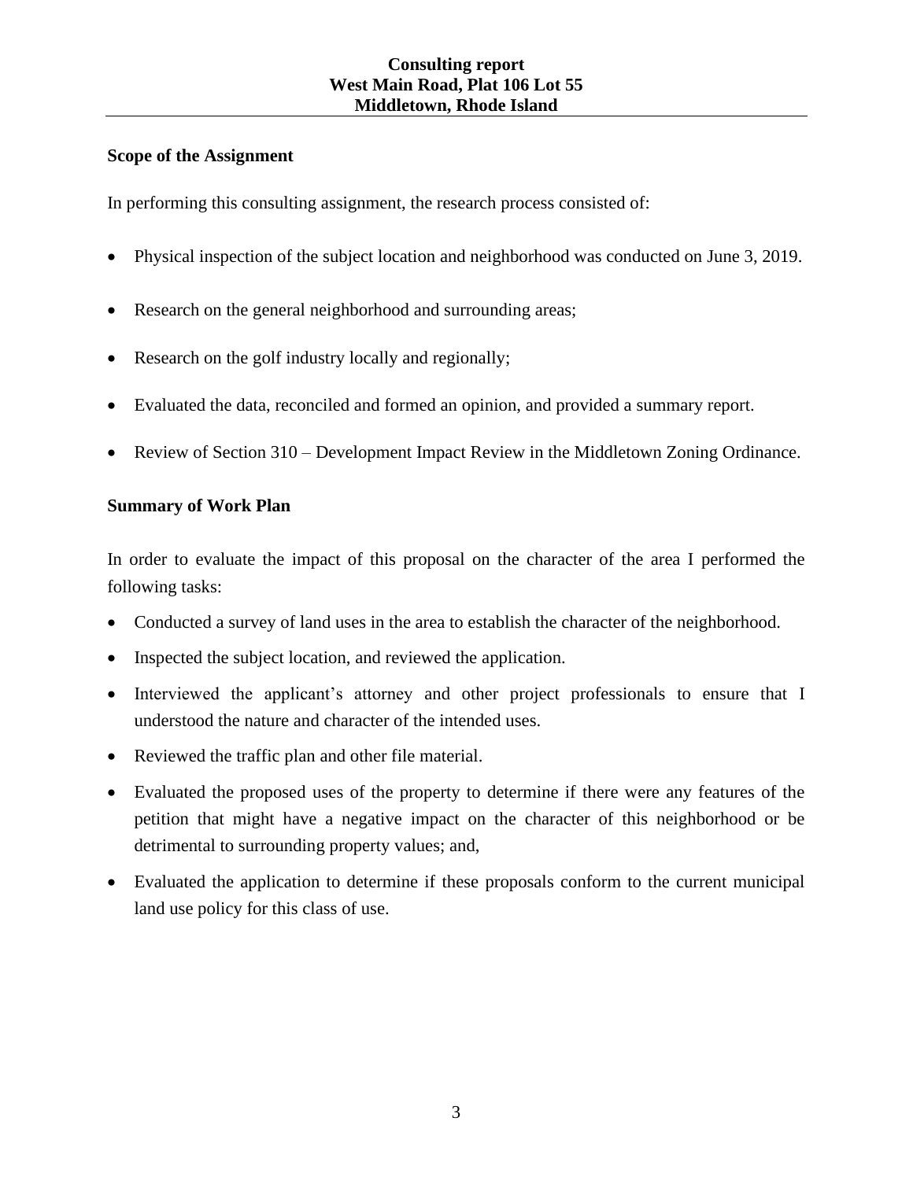**Scope of the Assignment**

In performing this consulting assignment, the research process consisted of:

- Physical inspection of the subject location and neighborhood was conducted on June 3, 2019.
- Research on the general neighborhood and surrounding areas;
- Research on the golf industry locally and regionally;
- Evaluated the data, reconciled and formed an opinion, and provided a summary report.
- Review of Section 310 – Development Impact Review in the Middletown Zoning Ordinance.

**Summary of Work Plan**

In order to evaluate the impact of this proposal on the character of the area I performed the following tasks:

- Conducted a survey of land uses in the area to establish the character of the neighborhood.
- Inspected the subject location, and reviewed the application.
- Interviewed the applicant's attorney and other project professionals to ensure that I understood the nature and character of the intended uses.
- Reviewed the traffic plan and other file material.
- Evaluated the proposed uses of the property to determine if there were any features of the petition that might have a negative impact on the character of this neighborhood or be detrimental to surrounding property values; and,
- Evaluated the application to determine if these proposals conform to the current municipal land use policy for this class of use.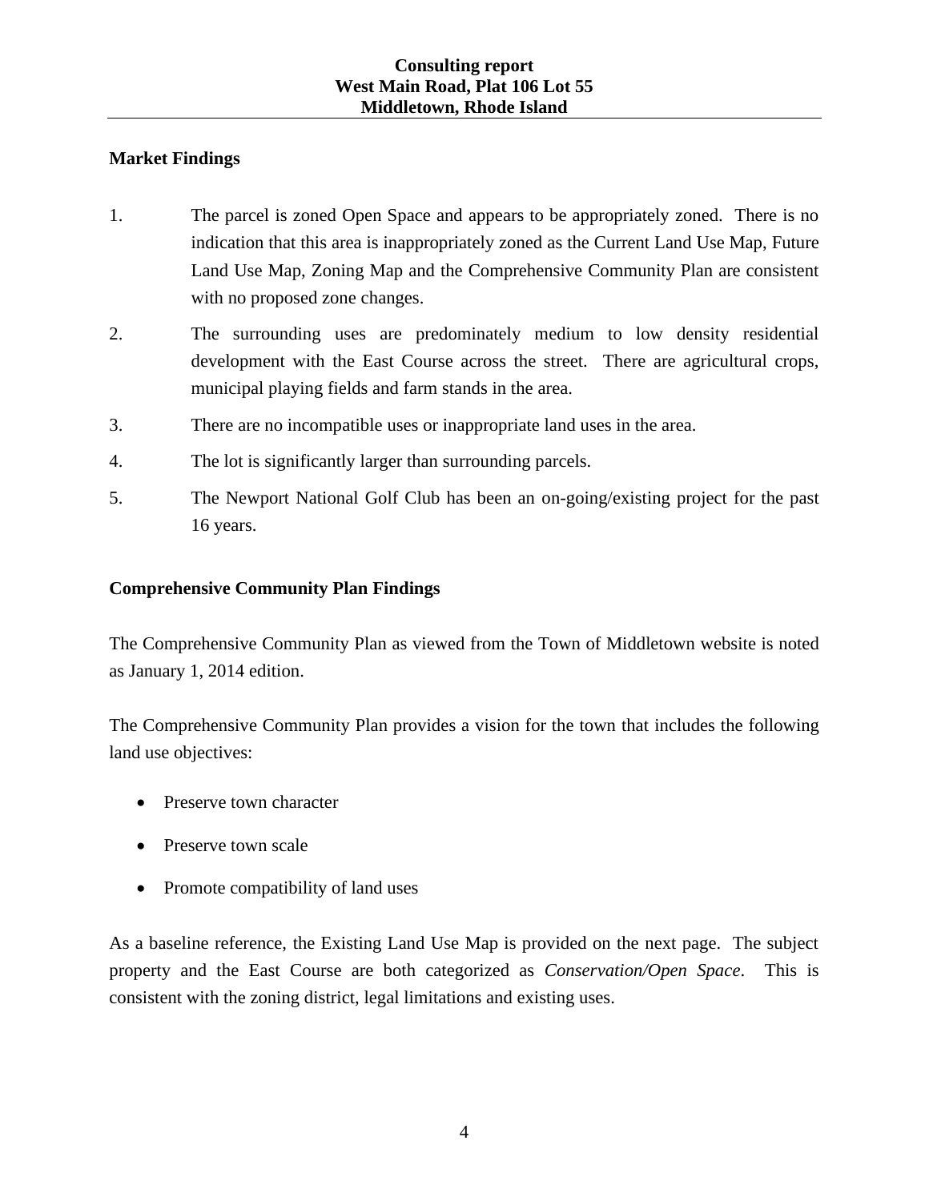## Market Findings

1. The parcel is zoned Open Space and appears to be appropriately zoned. There is no indication that this area is inappropriately zoned as the Current Land Use Map, Future Land Use Map, Zoning Map and the Comprehensive Community Plan are consistent with no proposed zone changes.
2. The surrounding uses are predominately medium to low density residential development with the East Course across the street. There are agricultural crops, municipal playing fields and farm stands in the area.
3. There are no incompatible uses or inappropriate land uses in the area.
4. The lot is significantly larger than surrounding parcels.
5. The Newport National Golf Club has been an on-going/existing project for the past 16 years.

## Comprehensive Community Plan Findings

The Comprehensive Community Plan as viewed from the Town of Middletown website is noted as January 1, 2014 edition.

The Comprehensive Community Plan provides a vision for the town that includes the following land use objectives:

- Preserve town character
- Preserve town scale
- Promote compatibility of land uses

As a baseline reference, the Existing Land Use Map is provided on the next page. The subject property and the East Course are both categorized as *Conservation/Open Space*. This is consistent with the zoning district, legal limitations and existing uses.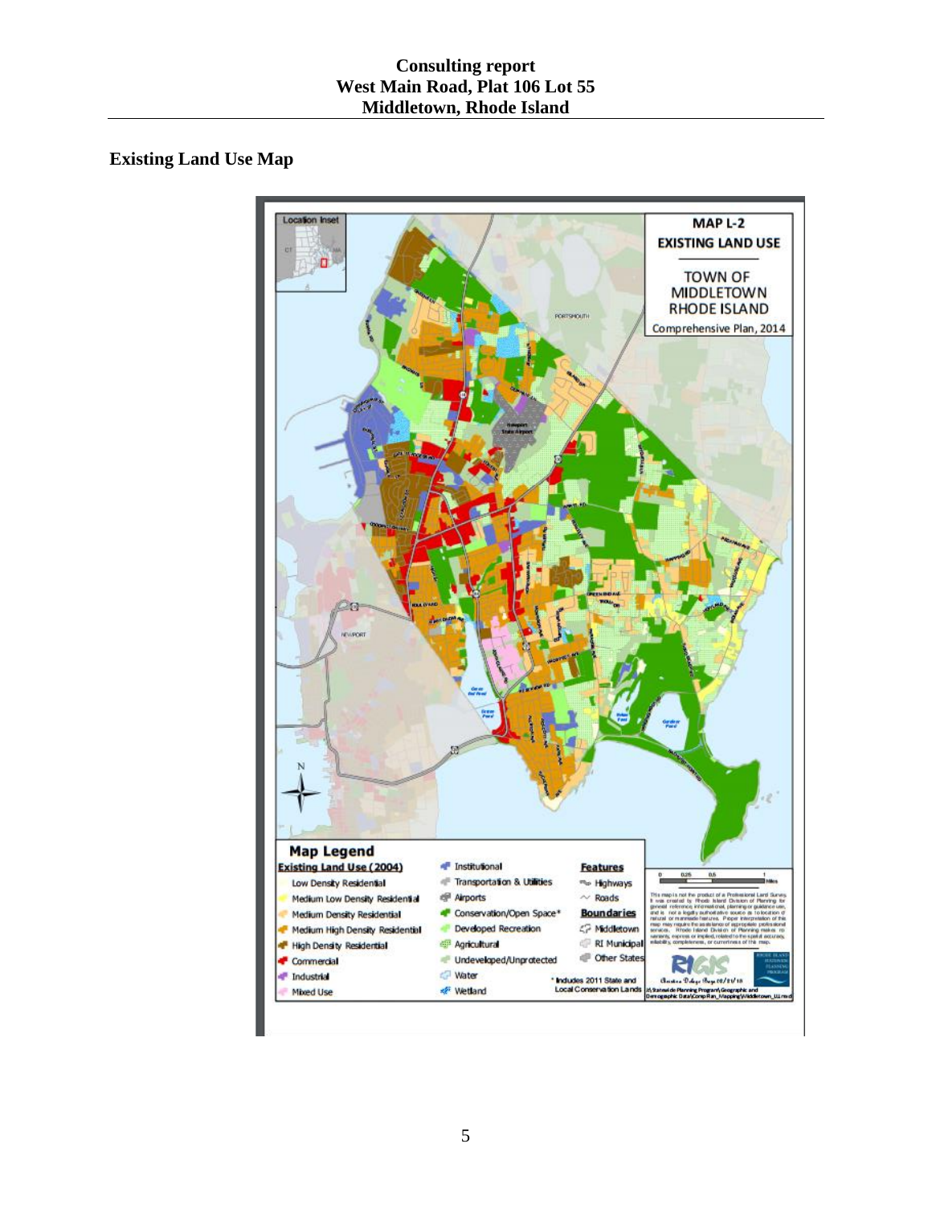## Existing Land Use Map

MAP L-2
EXISTING LAND USE

TOWN OF MIDDLETOWN RHODE ISLAND

Comprehensive Plan, 2014

Location Inset

Map Legend

Existing Land Use (2004)

Low Density Residential
Medium Low Density Residential
Medium Density Residential
Medium High Density Residential
High Density Residential
Commercial
Industrial
Mixed Use
Institutional
Transportation & Utilities
Airports
Conservation/Open Space*
Developed Recreation
Agricultural
Undeveloped/Unprotected
Water
Wetland

\* Includes 2011 State and Local Conservation Lands

Features
Highways
Roads

Boundaries
Middletown
RI Municipal
Other States

0 0.25 0.5 1 Miles

RIGIS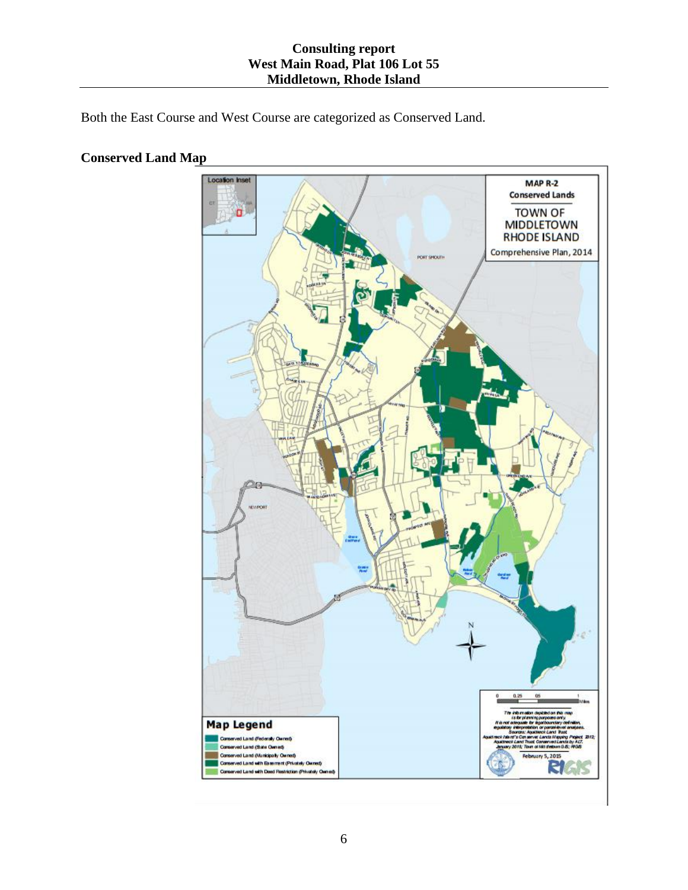Both the East Course and West Course are categorized as Conserved Land.

**Conserved Land Map**

MAP R-2
Conserved Lands
TOWN OF MIDDLETOWN RHODE ISLAND
Comprehensive Plan, 2014

Location Inset

Map Legend
Conserved Land (Federally Owned)
Conserved Land (State Owned)
Conserved Land (Municipally Owned)
Conserved Land with Easement (Privately Owned)
Conserved Land with Deed Restriction (Privately Owned)

0 0.25 0.5 1 Miles

The information depicted on this map is for planning purposes only. It is not adequate for legal boundary definition, regulatory interpretation or parcel-level analyses.
Sources: Aquidneck Land Trust; Aquidneck Island's Conserved Lands Mapping Project 2012; Aquidneck Land Trust Conserved Lands by ALT, January 2015; Town of Middletown GIS; RIGIS

February 5, 2015
RIGIS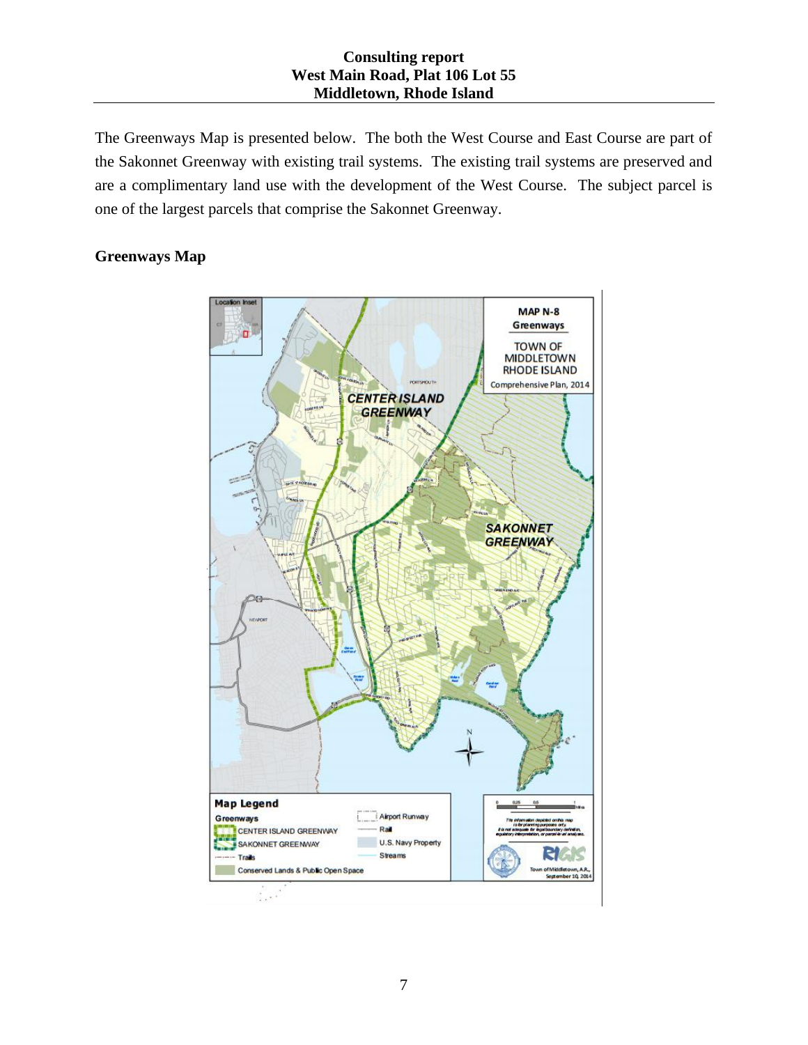The Greenways Map is presented below. The both the West Course and East Course are part of the Sakonnet Greenway with existing trail systems. The existing trail systems are preserved and are a complimentary land use with the development of the West Course. The subject parcel is one of the largest parcels that comprise the Sakonnet Greenway.

**Greenways Map**

MAP N-8
Greenways

TOWN OF
MIDDLETOWN
RHODE ISLAND

Comprehensive Plan, 2014

Location Inset

CENTER ISLAND GREENWAY

SAKONNET GREENWAY

PORTSMOUTH

NEWPORT

N

Map Legend

Greenways

CENTER ISLAND GREENWAY

SAKONNET GREENWAY

Trails

Conserved Lands & Public Open Space

Airport Runway

Rail

U.S. Navy Property

Streams

0 0.25 0.5 1 Miles

RIGIS

Town of Middletown, A.R., September 10, 2014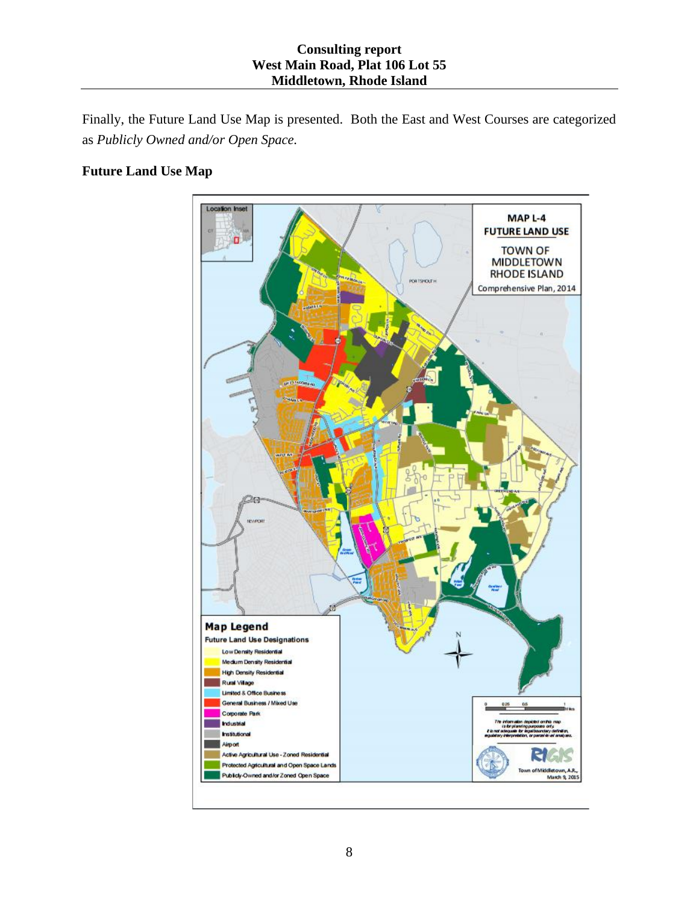Finally, the Future Land Use Map is presented. Both the East and West Courses are categorized as *Publicly Owned and/or Open Space.*

**Future Land Use Map**

MAP L-4
FUTURE LAND USE
TOWN OF MIDDLETOWN RHODE ISLAND
Comprehensive Plan, 2014

Location Inset

Map Legend
Future Land Use Designations
Low Density Residential
Medium Density Residential
High Density Residential
Rural Village
Limited & Office Business
General Business / Mixed Use
Corporate Park
Industrial
Institutional
Airport
Active Agricultural Use - Zoned Residential
Protected Agricultural and Open Space Lands
Publicly-Owned and/or Zoned Open Space

0 0.25 0.5 1 Miles

The information depicted on this map is for planning purposes only. It is not adequate for legal boundary definition, regulatory interpretation, or parcel-level analyses.

RIGIS

Town of Middletown, A.R., March 9, 2015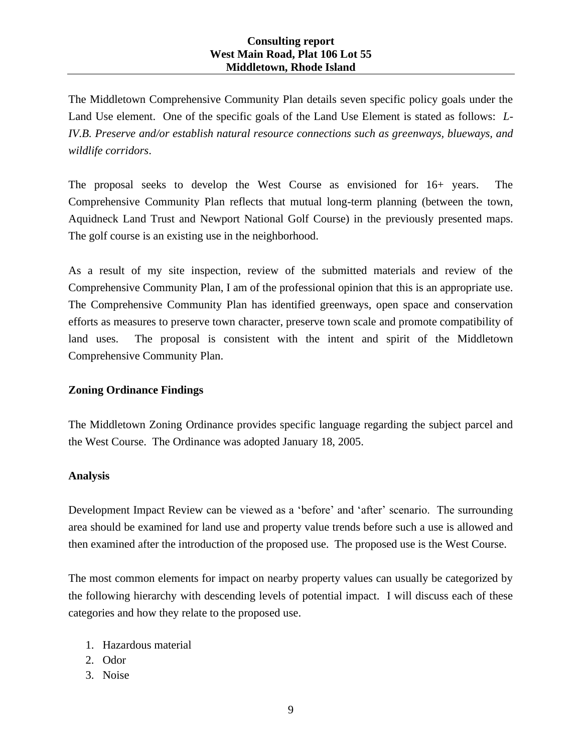The Middletown Comprehensive Community Plan details seven specific policy goals under the Land Use element. One of the specific goals of the Land Use Element is stated as follows: *L-IV.B. Preserve and/or establish natural resource connections such as greenways, blueways, and wildlife corridors*.

The proposal seeks to develop the West Course as envisioned for 16+ years. The Comprehensive Community Plan reflects that mutual long-term planning (between the town, Aquidneck Land Trust and Newport National Golf Course) in the previously presented maps. The golf course is an existing use in the neighborhood.

As a result of my site inspection, review of the submitted materials and review of the Comprehensive Community Plan, I am of the professional opinion that this is an appropriate use. The Comprehensive Community Plan has identified greenways, open space and conservation efforts as measures to preserve town character, preserve town scale and promote compatibility of land uses. The proposal is consistent with the intent and spirit of the Middletown Comprehensive Community Plan.

**Zoning Ordinance Findings**

The Middletown Zoning Ordinance provides specific language regarding the subject parcel and the West Course. The Ordinance was adopted January 18, 2005.

**Analysis**

Development Impact Review can be viewed as a 'before' and 'after' scenario. The surrounding area should be examined for land use and property value trends before such a use is allowed and then examined after the introduction of the proposed use. The proposed use is the West Course.

The most common elements for impact on nearby property values can usually be categorized by the following hierarchy with descending levels of potential impact. I will discuss each of these categories and how they relate to the proposed use.

1. Hazardous material
2. Odor
3. Noise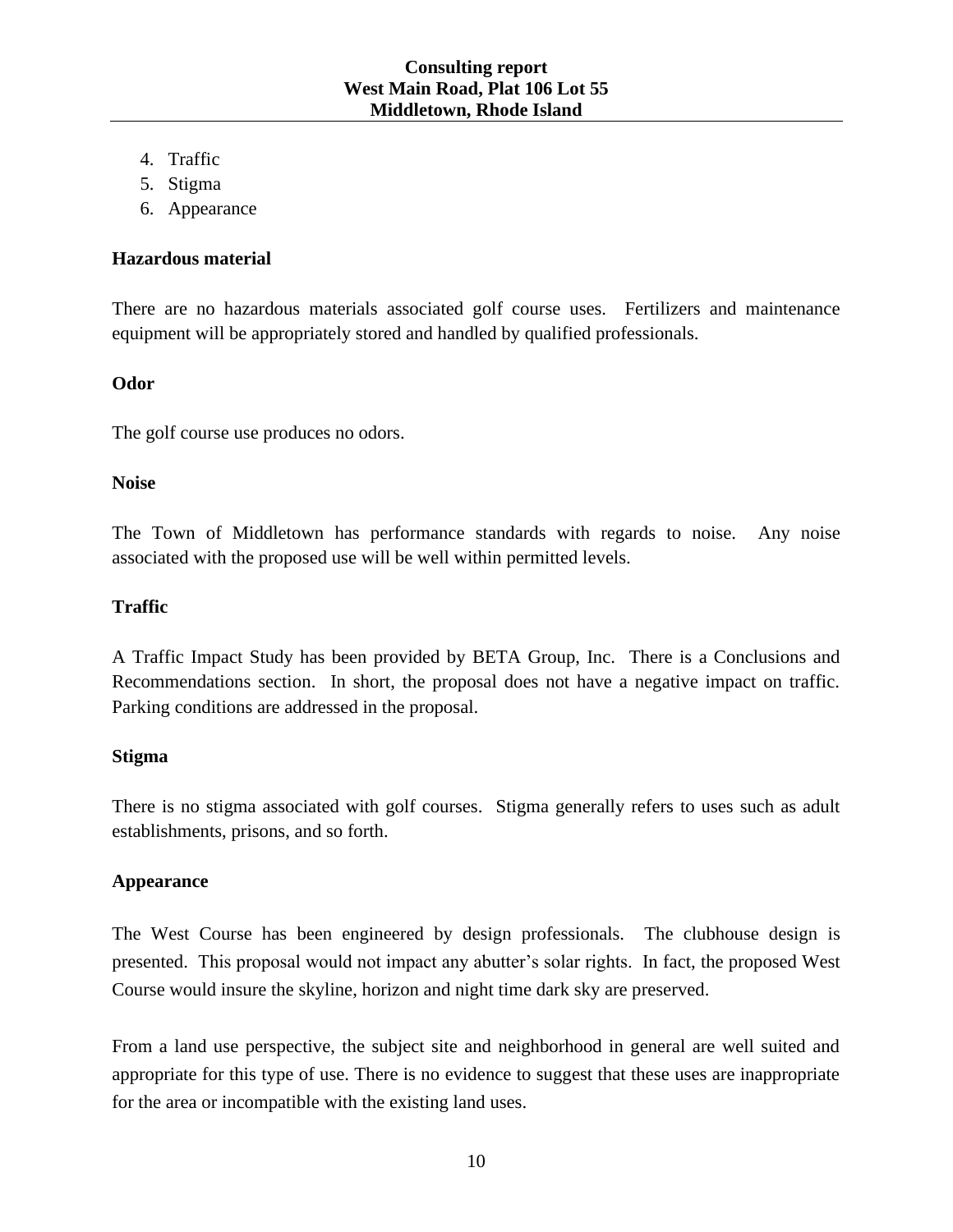4. Traffic
5. Stigma
6. Appearance

**Hazardous material**

There are no hazardous materials associated golf course uses. Fertilizers and maintenance equipment will be appropriately stored and handled by qualified professionals.

**Odor**

The golf course use produces no odors.

**Noise**

The Town of Middletown has performance standards with regards to noise. Any noise associated with the proposed use will be well within permitted levels.

**Traffic**

A Traffic Impact Study has been provided by BETA Group, Inc. There is a Conclusions and Recommendations section. In short, the proposal does not have a negative impact on traffic. Parking conditions are addressed in the proposal.

**Stigma**

There is no stigma associated with golf courses. Stigma generally refers to uses such as adult establishments, prisons, and so forth.

**Appearance**

The West Course has been engineered by design professionals. The clubhouse design is presented. This proposal would not impact any abutter's solar rights. In fact, the proposed West Course would insure the skyline, horizon and night time dark sky are preserved.

From a land use perspective, the subject site and neighborhood in general are well suited and appropriate for this type of use. There is no evidence to suggest that these uses are inappropriate for the area or incompatible with the existing land uses.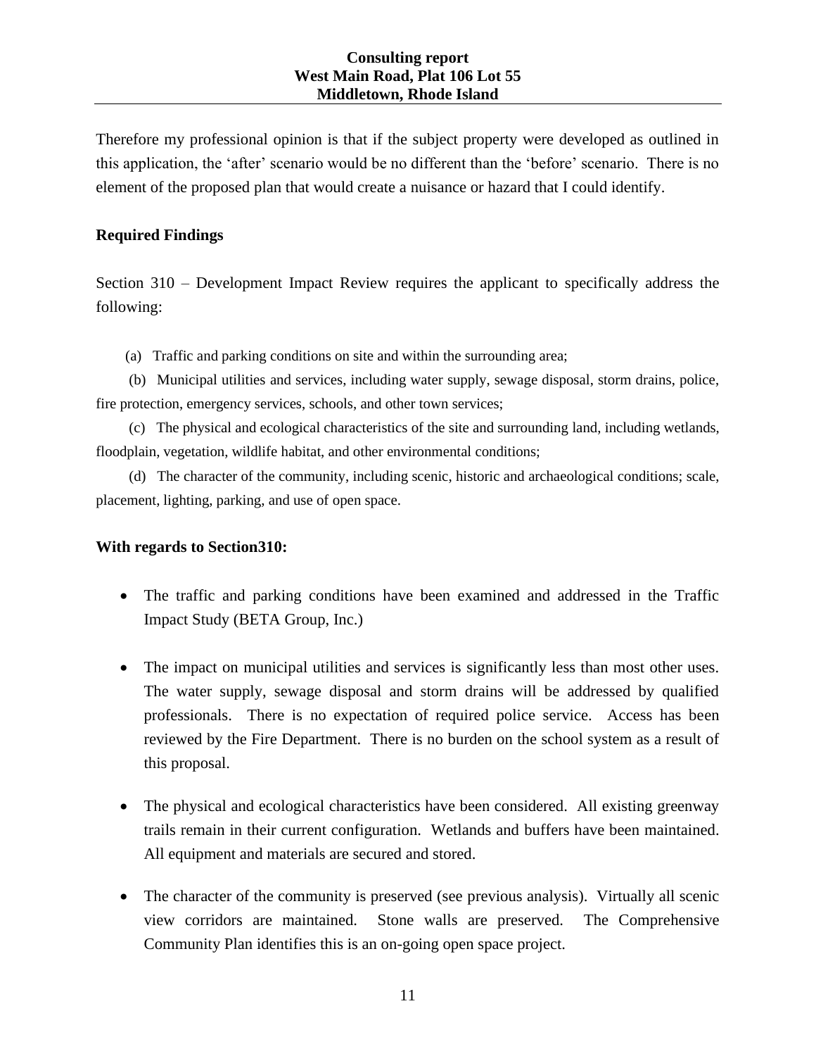Therefore my professional opinion is that if the subject property were developed as outlined in this application, the 'after' scenario would be no different than the 'before' scenario. There is no element of the proposed plan that would create a nuisance or hazard that I could identify.

**Required Findings**

Section 310 – Development Impact Review requires the applicant to specifically address the following:

(a) Traffic and parking conditions on site and within the surrounding area;

(b) Municipal utilities and services, including water supply, sewage disposal, storm drains, police, fire protection, emergency services, schools, and other town services;

(c) The physical and ecological characteristics of the site and surrounding land, including wetlands, floodplain, vegetation, wildlife habitat, and other environmental conditions;

(d) The character of the community, including scenic, historic and archaeological conditions; scale, placement, lighting, parking, and use of open space.

**With regards to Section310:**

- The traffic and parking conditions have been examined and addressed in the Traffic Impact Study (BETA Group, Inc.)
- The impact on municipal utilities and services is significantly less than most other uses. The water supply, sewage disposal and storm drains will be addressed by qualified professionals. There is no expectation of required police service. Access has been reviewed by the Fire Department. There is no burden on the school system as a result of this proposal.
- The physical and ecological characteristics have been considered. All existing greenway trails remain in their current configuration. Wetlands and buffers have been maintained. All equipment and materials are secured and stored.
- The character of the community is preserved (see previous analysis). Virtually all scenic view corridors are maintained. Stone walls are preserved. The Comprehensive Community Plan identifies this is an on-going open space project.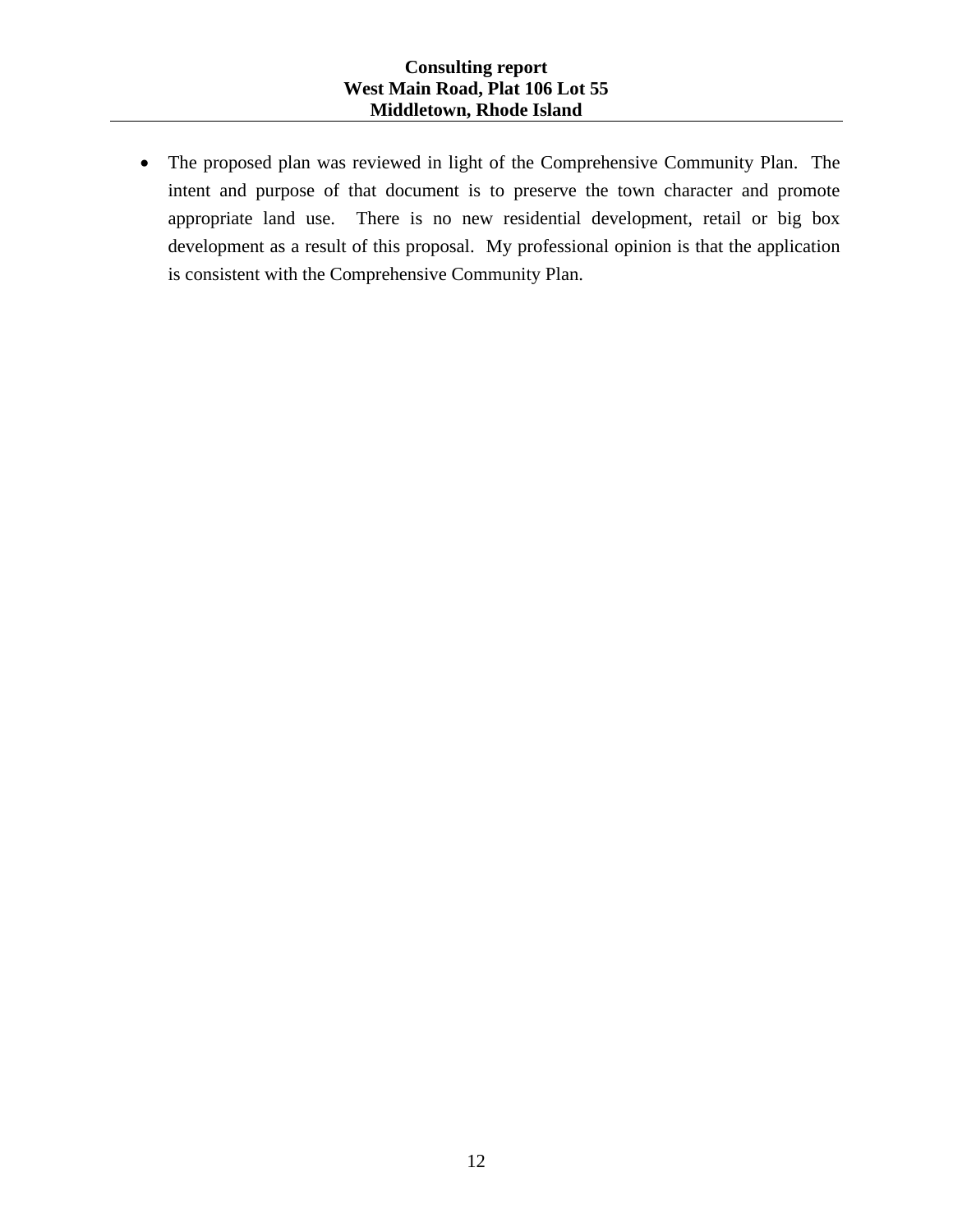- The proposed plan was reviewed in light of the Comprehensive Community Plan. The intent and purpose of that document is to preserve the town character and promote appropriate land use. There is no new residential development, retail or big box development as a result of this proposal. My professional opinion is that the application is consistent with the Comprehensive Community Plan.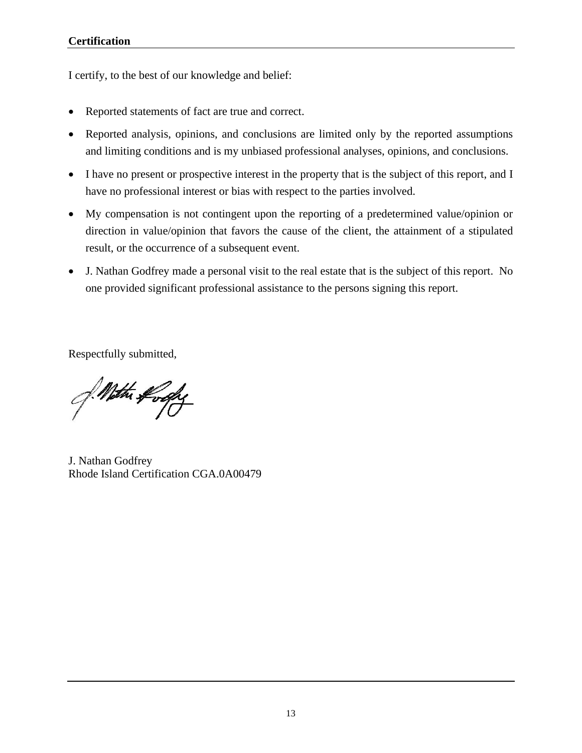**Certification**

I certify, to the best of our knowledge and belief:

- Reported statements of fact are true and correct.
- Reported analysis, opinions, and conclusions are limited only by the reported assumptions and limiting conditions and is my unbiased professional analyses, opinions, and conclusions.
- I have no present or prospective interest in the property that is the subject of this report, and I have no professional interest or bias with respect to the parties involved.
- My compensation is not contingent upon the reporting of a predetermined value/opinion or direction in value/opinion that favors the cause of the client, the attainment of a stipulated result, or the occurrence of a subsequent event.
- J. Nathan Godfrey made a personal visit to the real estate that is the subject of this report. No one provided significant professional assistance to the persons signing this report.

Respectfully submitted,

J. Nathan Godfrey
Rhode Island Certification CGA.0A00479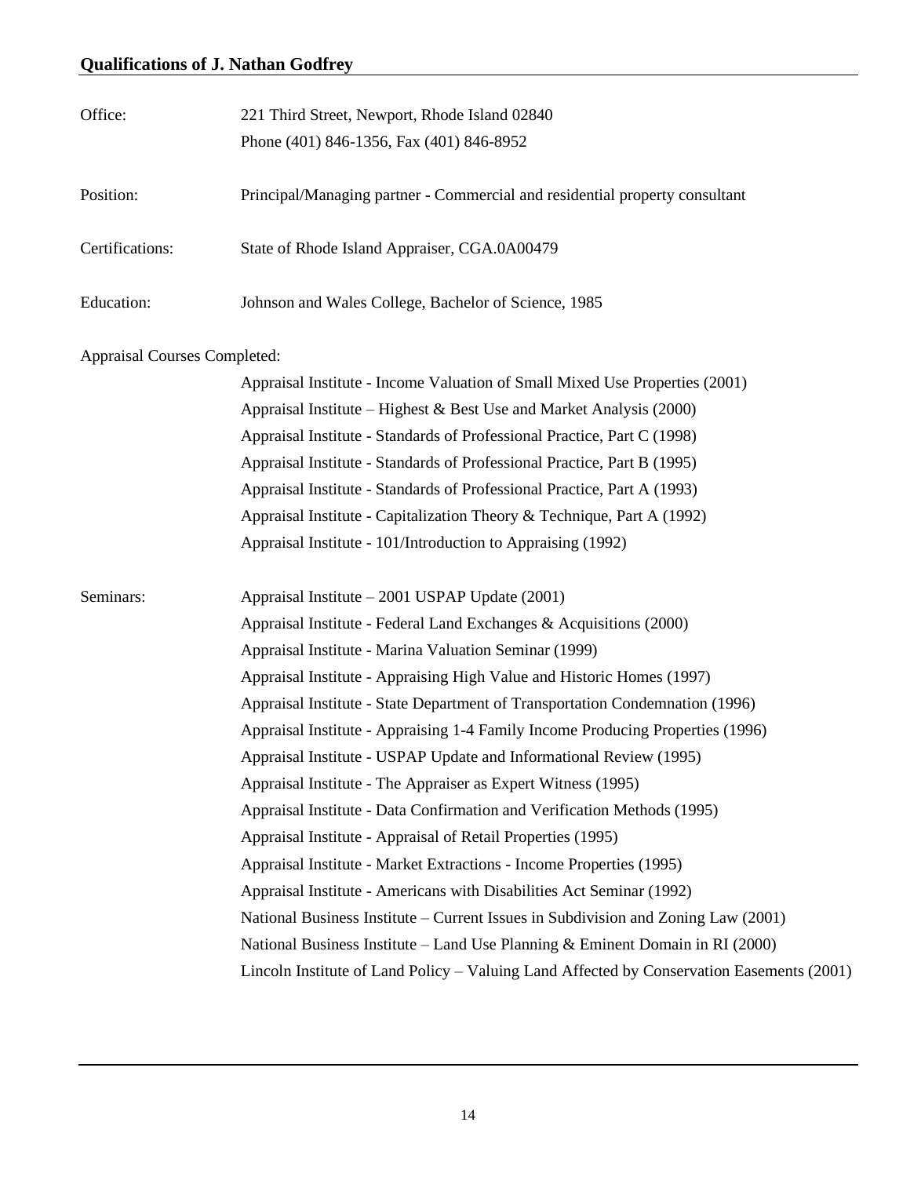## Qualifications of J. Nathan Godfrey

| | |
|---|---|
| Office: | 221 Third Street, Newport, Rhode Island 02840<br>Phone (401) 846-1356, Fax (401) 846-8952 |
| Position: | Principal/Managing partner - Commercial and residential property consultant |
| Certifications: | State of Rhode Island Appraiser, CGA.0A00479 |
| Education: | Johnson and Wales College, Bachelor of Science, 1985 |

Appraisal Courses Completed:

- Appraisal Institute - Income Valuation of Small Mixed Use Properties (2001)
- Appraisal Institute – Highest & Best Use and Market Analysis (2000)
- Appraisal Institute - Standards of Professional Practice, Part C (1998)
- Appraisal Institute - Standards of Professional Practice, Part B (1995)
- Appraisal Institute - Standards of Professional Practice, Part A (1993)
- Appraisal Institute - Capitalization Theory & Technique, Part A (1992)
- Appraisal Institute - 101/Introduction to Appraising (1992)

Seminars:

- Appraisal Institute – 2001 USPAP Update (2001)
- Appraisal Institute - Federal Land Exchanges & Acquisitions (2000)
- Appraisal Institute - Marina Valuation Seminar (1999)
- Appraisal Institute - Appraising High Value and Historic Homes (1997)
- Appraisal Institute - State Department of Transportation Condemnation (1996)
- Appraisal Institute - Appraising 1-4 Family Income Producing Properties (1996)
- Appraisal Institute - USPAP Update and Informational Review (1995)
- Appraisal Institute - The Appraiser as Expert Witness (1995)
- Appraisal Institute - Data Confirmation and Verification Methods (1995)
- Appraisal Institute - Appraisal of Retail Properties (1995)
- Appraisal Institute - Market Extractions - Income Properties (1995)
- Appraisal Institute - Americans with Disabilities Act Seminar (1992)
- National Business Institute – Current Issues in Subdivision and Zoning Law (2001)
- National Business Institute – Land Use Planning & Eminent Domain in RI (2000)
- Lincoln Institute of Land Policy – Valuing Land Affected by Conservation Easements (2001)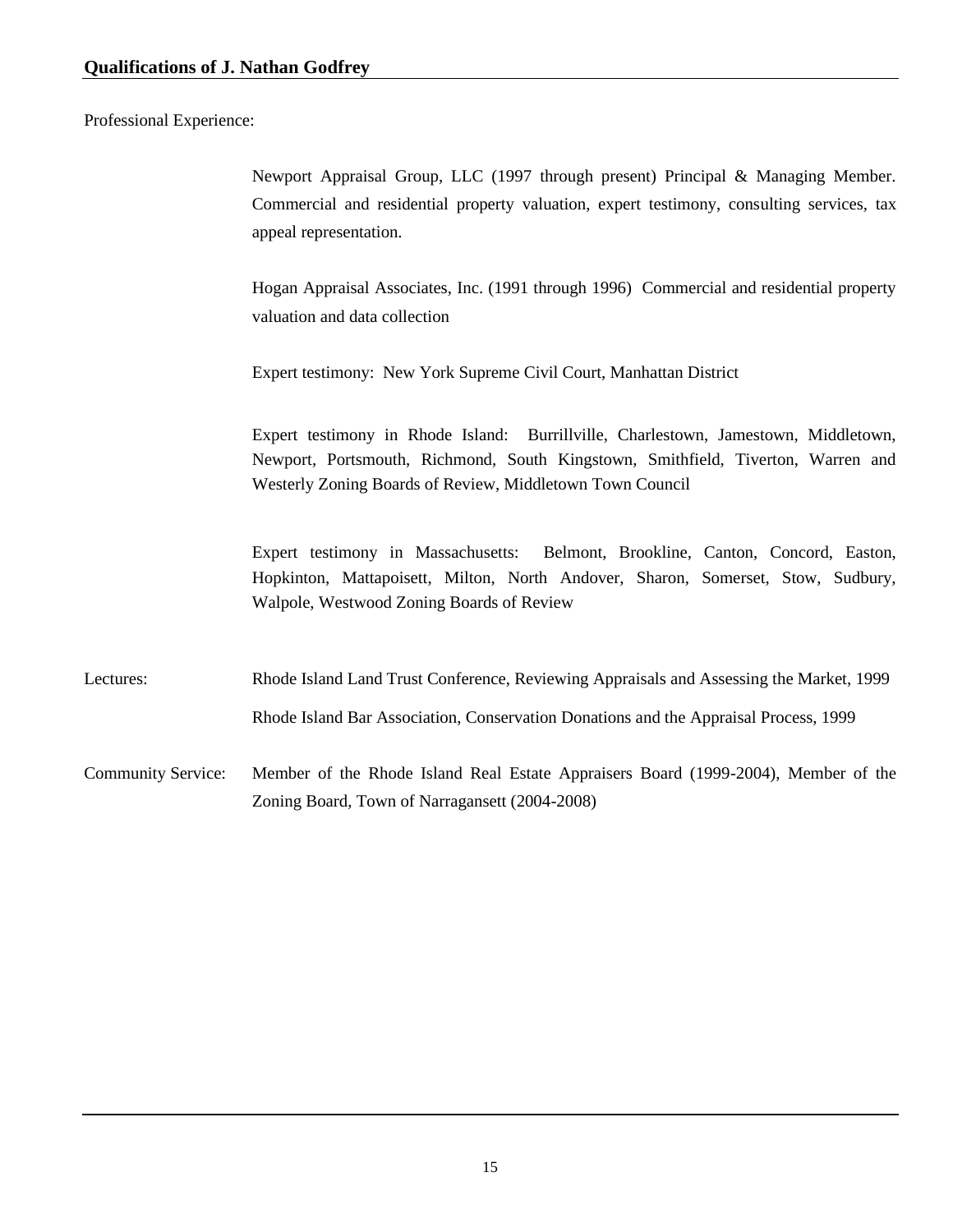## Qualifications of J. Nathan Godfrey

Professional Experience:

Newport Appraisal Group, LLC (1997 through present) Principal & Managing Member. Commercial and residential property valuation, expert testimony, consulting services, tax appeal representation.

Hogan Appraisal Associates, Inc. (1991 through 1996) Commercial and residential property valuation and data collection

Expert testimony: New York Supreme Civil Court, Manhattan District

Expert testimony in Rhode Island: Burrillville, Charlestown, Jamestown, Middletown, Newport, Portsmouth, Richmond, South Kingstown, Smithfield, Tiverton, Warren and Westerly Zoning Boards of Review, Middletown Town Council

Expert testimony in Massachusetts: Belmont, Brookline, Canton, Concord, Easton, Hopkinton, Mattapoisett, Milton, North Andover, Sharon, Somerset, Stow, Sudbury, Walpole, Westwood Zoning Boards of Review

Lectures:

Rhode Island Land Trust Conference, Reviewing Appraisals and Assessing the Market, 1999

Rhode Island Bar Association, Conservation Donations and the Appraisal Process, 1999

Community Service:

Member of the Rhode Island Real Estate Appraisers Board (1999-2004), Member of the Zoning Board, Town of Narragansett (2004-2008)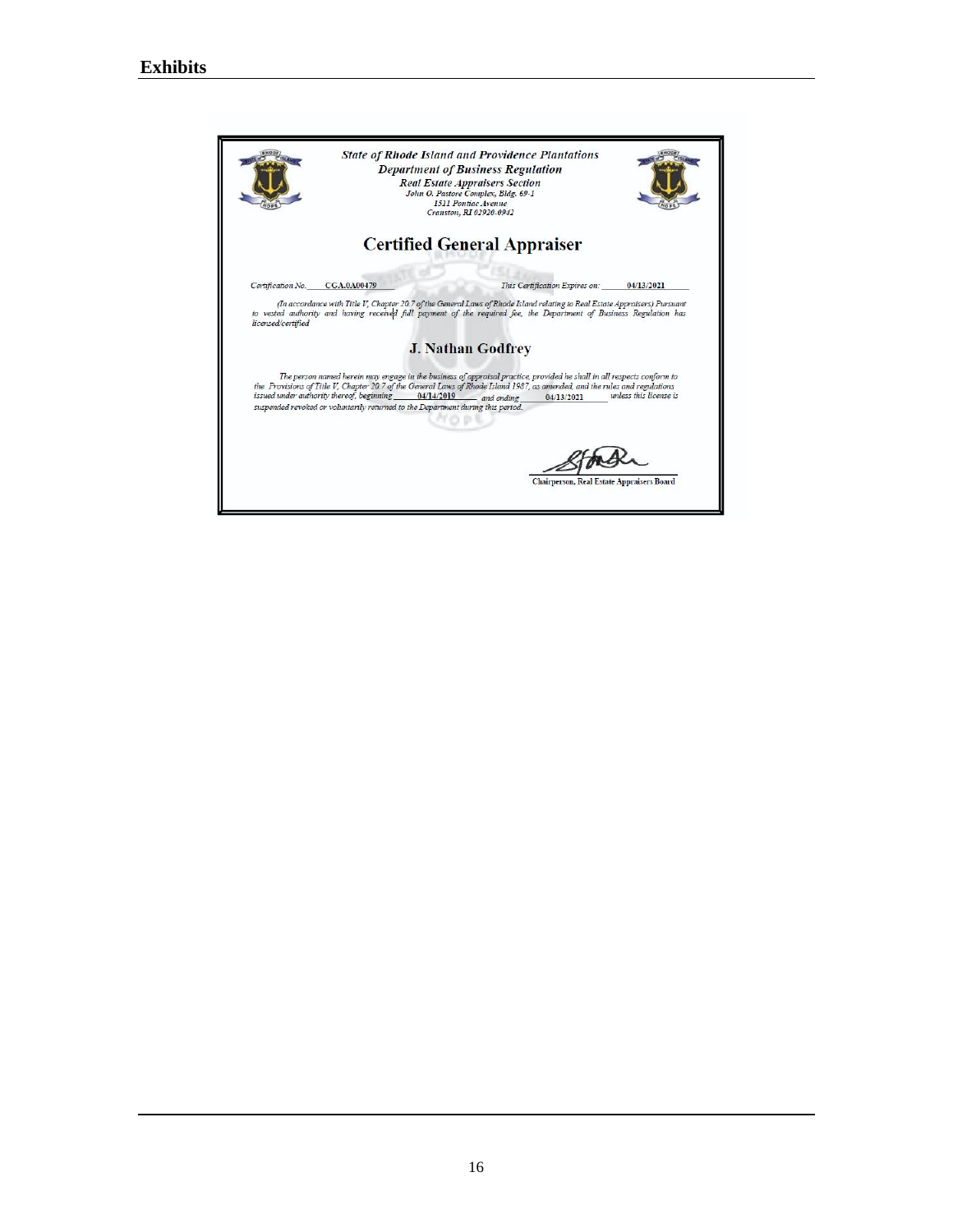# Exhibits

*State of Rhode Island and Providence Plantations*
***Department of Business Regulation***
***Real Estate Appraisers Section***
*John O. Pastore Complex, Bldg. 69-1*
*1511 Pontiac Avenue*
*Cranston, RI 02920-0942*

## Certified General Appraiser

*Certification No.* **CGA.0A00479** *This Certification Expires on:* **04/13/2021**

*(In accordance with Title V, Chapter 20.7 of the General Laws of Rhode Island relating to Real Estate Appraisers) Pursuant to vested authority and having received full payment of the required fee, the Department of Business Regulation has licensed/certified*

## J. Nathan Godfrey

*The person named herein may engage in the business of appraisal practice, provided he shall in all respects conform to the Provisions of Title V, Chapter 20.7 of the General Laws of Rhode Island 1987, as amended, and the rules and regulations issued under authority thereof, beginning* **04/14/2019** *and ending* **04/13/2021** *unless this license is suspended revoked or voluntarily returned to the Department during this period.*

Chairperson, Real Estate Appraisers Board